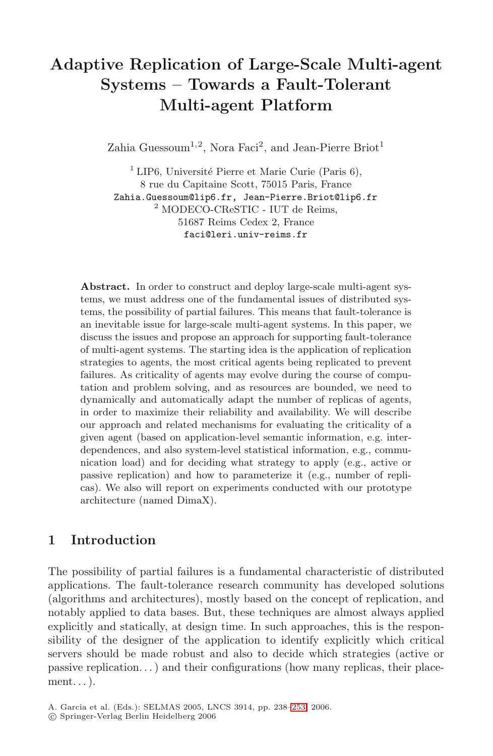# Adaptive Replication of Large-Scale Multi-agent Systems – Towards a Fault-Tolerant Multi-agent Platform

Zahia Guessoum[1,2], Nora Faci[2], and Jean-Pierre Briot[1]

[1] LIP6, Université Pierre et Marie Curie (Paris 6),
8 rue du Capitaine Scott, 75015 Paris, France
Zahia.Guessoum@lip6.fr, Jean-Pierre.Briot@lip6.fr

[2] MODECO-CReSTIC - IUT de Reims,
51687 Reims Cedex 2, France
faci@leri.univ-reims.fr

**Abstract.** In order to construct and deploy large-scale multi-agent systems, we must address one of the fundamental issues of distributed systems, the possibility of partial failures. This means that fault-tolerance is an inevitable issue for large-scale multi-agent systems. In this paper, we discuss the issues and propose an approach for supporting fault-tolerance of multi-agent systems. The starting idea is the application of replication strategies to agents, the most critical agents being replicated to prevent failures. As criticality of agents may evolve during the course of computation and problem solving, and as resources are bounded, we need to dynamically and automatically adapt the number of replicas of agents, in order to maximize their reliability and availability. We will describe our approach and related mechanisms for evaluating the criticality of a given agent (based on application-level semantic information, e.g. interdependences, and also system-level statistical information, e.g., communication load) and for deciding what strategy to apply (e.g., active or passive replication) and how to parameterize it (e.g., number of replicas). We also will report on experiments conducted with our prototype architecture (named DimaX).

## 1 Introduction

The possibility of partial failures is a fundamental characteristic of distributed applications. The fault-tolerance research community has developed solutions (algorithms and architectures), mostly based on the concept of replication, and notably applied to data bases. But, these techniques are almost always applied explicitly and statically, at design time. In such approaches, this is the responsibility of the designer of the application to identify explicitly which critical servers should be made robust and also to decide which strategies (active or passive replication...) and their configurations (how many replicas, their placement...).

A. Garcia et al. (Eds.): SELMAS 2005, LNCS 3914, pp. 238–253, 2006.
© Springer-Verlag Berlin Heidelberg 2006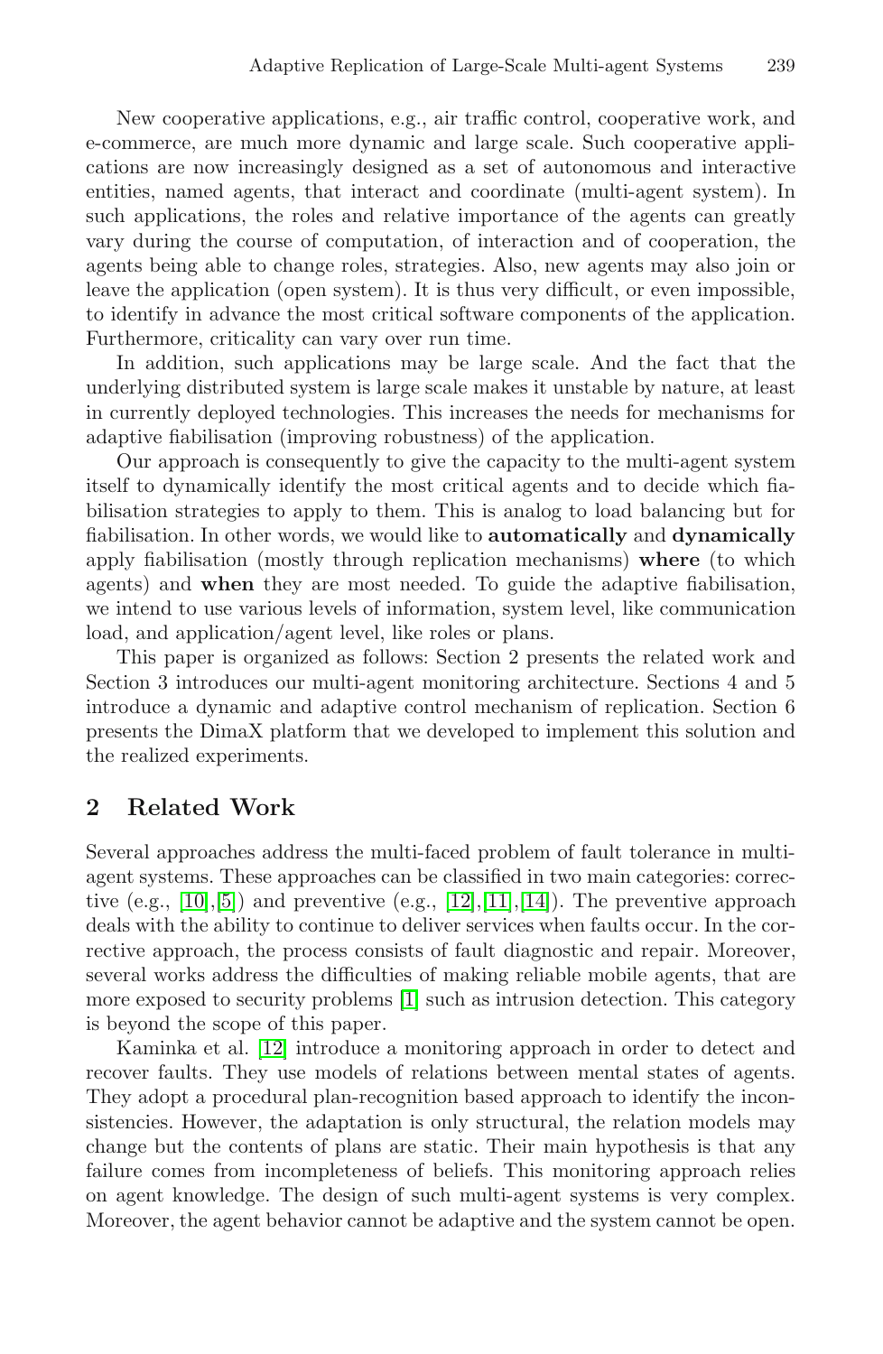New cooperative applications, e.g., air traffic control, cooperative work, and e-commerce, are much more dynamic and large scale. Such cooperative applications are now increasingly designed as a set of autonomous and interactive entities, named agents, that interact and coordinate (multi-agent system). In such applications, the roles and relative importance of the agents can greatly vary during the course of computation, of interaction and of cooperation, the agents being able to change roles, strategies. Also, new agents may also join or leave the application (open system). It is thus very difficult, or even impossible, to identify in advance the most critical software components of the application. Furthermore, criticality can vary over run time.

In addition, such applications may be large scale. And the fact that the underlying distributed system is large scale makes it unstable by nature, at least in currently deployed technologies. This increases the needs for mechanisms for adaptive fiabilisation (improving robustness) of the application.

Our approach is consequently to give the capacity to the multi-agent system itself to dynamically identify the most critical agents and to decide which fiabilisation strategies to apply to them. This is analog to load balancing but for fiabilisation. In other words, we would like to **automatically** and **dynamically** apply fiabilisation (mostly through replication mechanisms) **where** (to which agents) and **when** they are most needed. To guide the adaptive fiabilisation, we intend to use various levels of information, system level, like communication load, and application/agent level, like roles or plans.

This paper is organized as follows: Section 2 presents the related work and Section 3 introduces our multi-agent monitoring architecture. Sections 4 and 5 introduce a dynamic and adaptive control mechanism of replication. Section 6 presents the DimaX platform that we developed to implement this solution and the realized experiments.

## 2 Related Work

Several approaches address the multi-faced problem of fault tolerance in multi-agent systems. These approaches can be classified in two main categories: corrective (e.g., [10],[5]) and preventive (e.g., [12],[11],[14]). The preventive approach deals with the ability to continue to deliver services when faults occur. In the corrective approach, the process consists of fault diagnostic and repair. Moreover, several works address the difficulties of making reliable mobile agents, that are more exposed to security problems [1] such as intrusion detection. This category is beyond the scope of this paper.

Kaminka et al. [12] introduce a monitoring approach in order to detect and recover faults. They use models of relations between mental states of agents. They adopt a procedural plan-recognition based approach to identify the inconsistencies. However, the adaptation is only structural, the relation models may change but the contents of plans are static. Their main hypothesis is that any failure comes from incompleteness of beliefs. This monitoring approach relies on agent knowledge. The design of such multi-agent systems is very complex. Moreover, the agent behavior cannot be adaptive and the system cannot be open.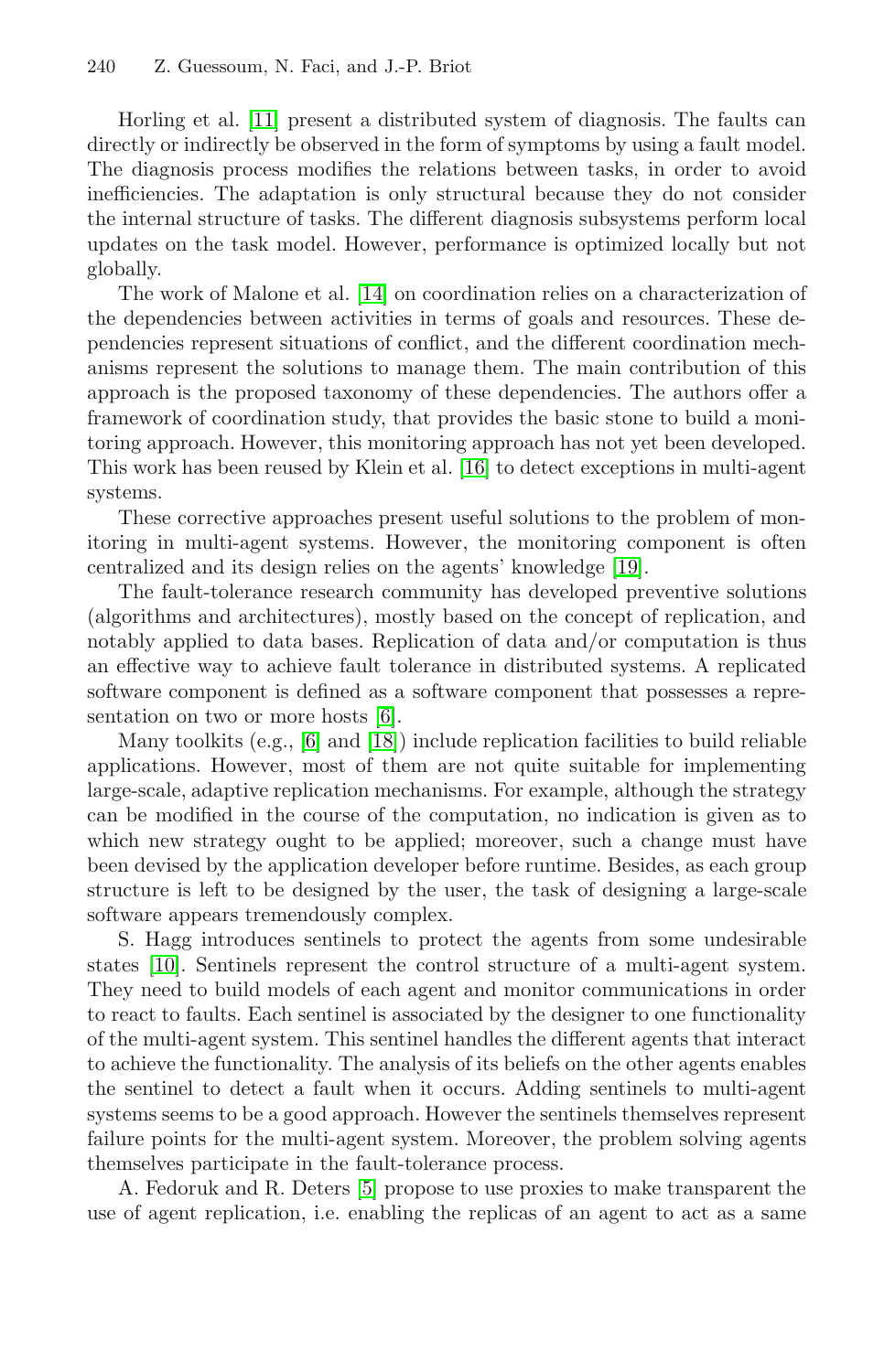Horling et al. [11] present a distributed system of diagnosis. The faults can directly or indirectly be observed in the form of symptoms by using a fault model. The diagnosis process modifies the relations between tasks, in order to avoid inefficiencies. The adaptation is only structural because they do not consider the internal structure of tasks. The different diagnosis subsystems perform local updates on the task model. However, performance is optimized locally but not globally.

The work of Malone et al. [14] on coordination relies on a characterization of the dependencies between activities in terms of goals and resources. These dependencies represent situations of conflict, and the different coordination mechanisms represent the solutions to manage them. The main contribution of this approach is the proposed taxonomy of these dependencies. The authors offer a framework of coordination study, that provides the basic stone to build a monitoring approach. However, this monitoring approach has not yet been developed. This work has been reused by Klein et al. [16] to detect exceptions in multi-agent systems.

These corrective approaches present useful solutions to the problem of monitoring in multi-agent systems. However, the monitoring component is often centralized and its design relies on the agents' knowledge [19].

The fault-tolerance research community has developed preventive solutions (algorithms and architectures), mostly based on the concept of replication, and notably applied to data bases. Replication of data and/or computation is thus an effective way to achieve fault tolerance in distributed systems. A replicated software component is defined as a software component that possesses a representation on two or more hosts [6].

Many toolkits (e.g., [6] and [18]) include replication facilities to build reliable applications. However, most of them are not quite suitable for implementing large-scale, adaptive replication mechanisms. For example, although the strategy can be modified in the course of the computation, no indication is given as to which new strategy ought to be applied; moreover, such a change must have been devised by the application developer before runtime. Besides, as each group structure is left to be designed by the user, the task of designing a large-scale software appears tremendously complex.

S. Hagg introduces sentinels to protect the agents from some undesirable states [10]. Sentinels represent the control structure of a multi-agent system. They need to build models of each agent and monitor communications in order to react to faults. Each sentinel is associated by the designer to one functionality of the multi-agent system. This sentinel handles the different agents that interact to achieve the functionality. The analysis of its beliefs on the other agents enables the sentinel to detect a fault when it occurs. Adding sentinels to multi-agent systems seems to be a good approach. However the sentinels themselves represent failure points for the multi-agent system. Moreover, the problem solving agents themselves participate in the fault-tolerance process.

A. Fedoruk and R. Deters [5] propose to use proxies to make transparent the use of agent replication, i.e. enabling the replicas of an agent to act as a same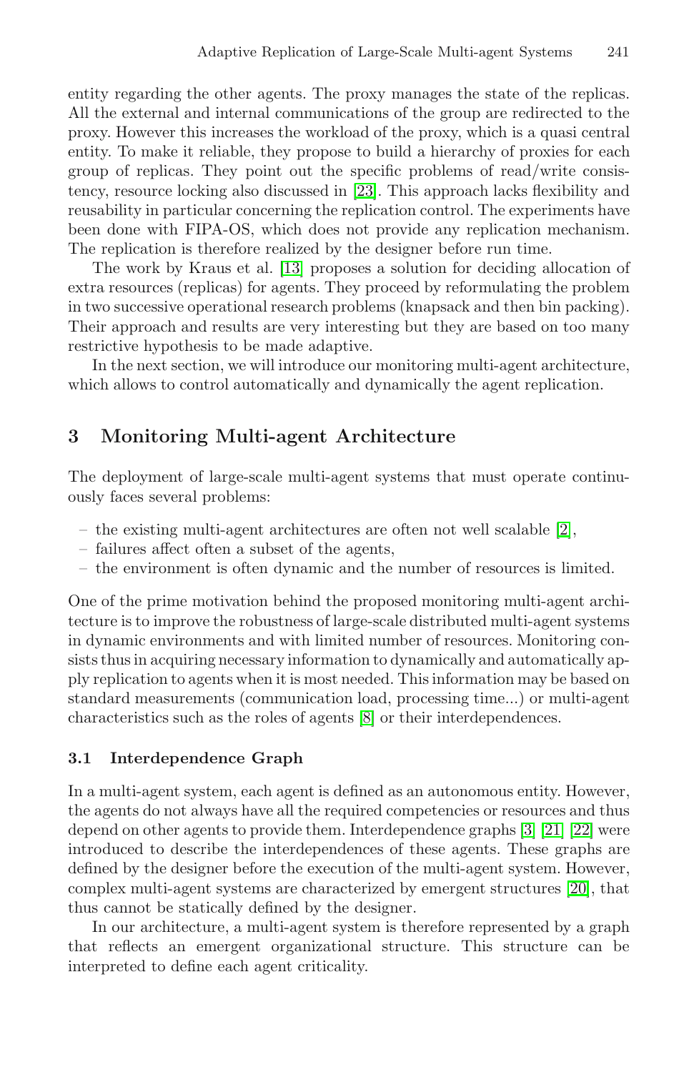entity regarding the other agents. The proxy manages the state of the replicas. All the external and internal communications of the group are redirected to the proxy. However this increases the workload of the proxy, which is a quasi central entity. To make it reliable, they propose to build a hierarchy of proxies for each group of replicas. They point out the specific problems of read/write consistency, resource locking also discussed in [23]. This approach lacks flexibility and reusability in particular concerning the replication control. The experiments have been done with FIPA-OS, which does not provide any replication mechanism. The replication is therefore realized by the designer before run time.

The work by Kraus et al. [13] proposes a solution for deciding allocation of extra resources (replicas) for agents. They proceed by reformulating the problem in two successive operational research problems (knapsack and then bin packing). Their approach and results are very interesting but they are based on too many restrictive hypothesis to be made adaptive.

In the next section, we will introduce our monitoring multi-agent architecture, which allows to control automatically and dynamically the agent replication.

## 3 Monitoring Multi-agent Architecture

The deployment of large-scale multi-agent systems that must operate continuously faces several problems:

- the existing multi-agent architectures are often not well scalable [2],
- failures affect often a subset of the agents,
- the environment is often dynamic and the number of resources is limited.

One of the prime motivation behind the proposed monitoring multi-agent architecture is to improve the robustness of large-scale distributed multi-agent systems in dynamic environments and with limited number of resources. Monitoring consists thus in acquiring necessary information to dynamically and automatically apply replication to agents when it is most needed. This information may be based on standard measurements (communication load, processing time...) or multi-agent characteristics such as the roles of agents [8] or their interdependences.

### 3.1 Interdependence Graph

In a multi-agent system, each agent is defined as an autonomous entity. However, the agents do not always have all the required competencies or resources and thus depend on other agents to provide them. Interdependence graphs [3] [21] [22] were introduced to describe the interdependences of these agents. These graphs are defined by the designer before the execution of the multi-agent system. However, complex multi-agent systems are characterized by emergent structures [20], that thus cannot be statically defined by the designer.

In our architecture, a multi-agent system is therefore represented by a graph that reflects an emergent organizational structure. This structure can be interpreted to define each agent criticality.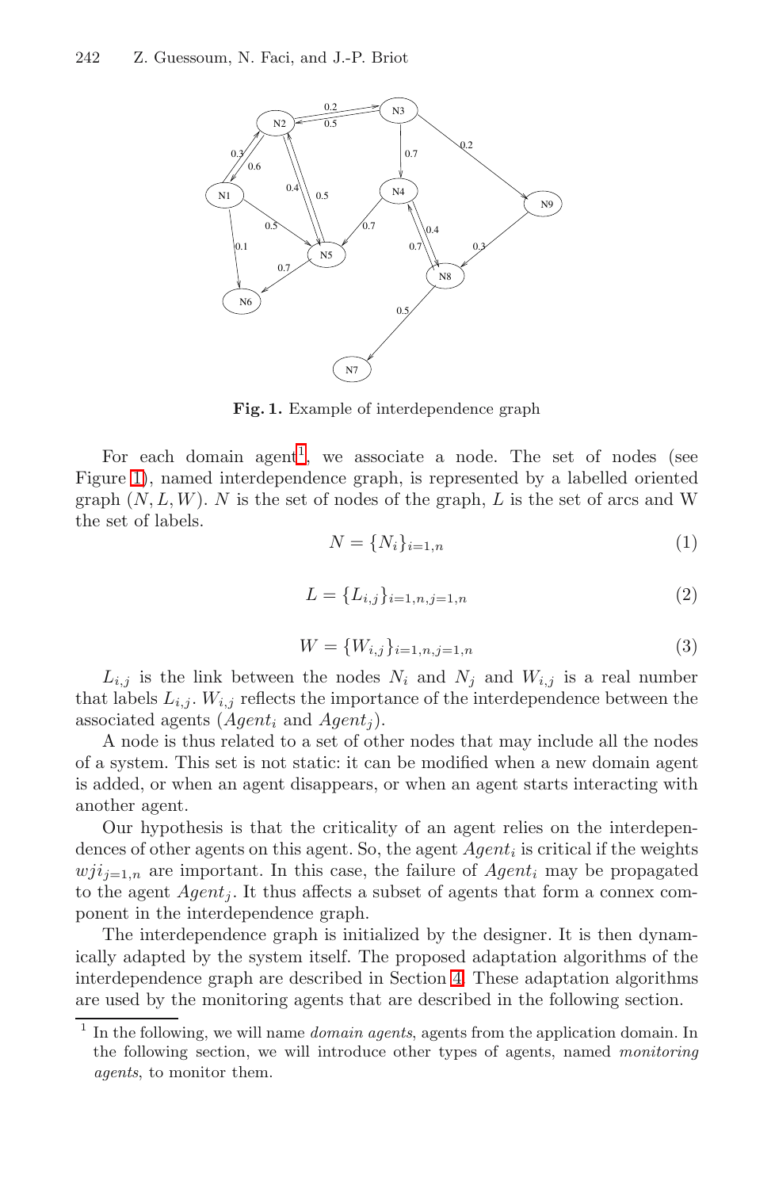**Fig. 1.** Example of interdependence graph

For each domain agent[1], we associate a node. The set of nodes (see Figure 1), named interdependence graph, is represented by a labelled oriented graph $(N, L, W)$. $N$ is the set of nodes of the graph, $L$ is the set of arcs and W the set of labels.

$$N = \{N_i\}_{i=1,n} \tag{1}$$

$$L = \{L_{i,j}\}_{i=1,n,j=1,n} \tag{2}$$

$$W = \{W_{i,j}\}_{i=1,n,j=1,n} \tag{3}$$

$L_{i,j}$ is the link between the nodes $N_i$ and $N_j$ and $W_{i,j}$ is a real number that labels $L_{i,j}$. $W_{i,j}$ reflects the importance of the interdependence between the associated agents ($Agent_i$ and $Agent_j$).

A node is thus related to a set of other nodes that may include all the nodes of a system. This set is not static: it can be modified when a new domain agent is added, or when an agent disappears, or when an agent starts interacting with another agent.

Our hypothesis is that the criticality of an agent relies on the interdependences of other agents on this agent. So, the agent $Agent_i$ is critical if the weights $wji_{j=1,n}$ are important. In this case, the failure of $Agent_i$ may be propagated to the agent $Agent_j$. It thus affects a subset of agents that form a connex component in the interdependence graph.

The interdependence graph is initialized by the designer. It is then dynamically adapted by the system itself. The proposed adaptation algorithms of the interdependence graph are described in Section 4. These adaptation algorithms are used by the monitoring agents that are described in the following section.

[1] In the following, we will name *domain agents*, agents from the application domain. In the following section, we will introduce other types of agents, named *monitoring agents*, to monitor them.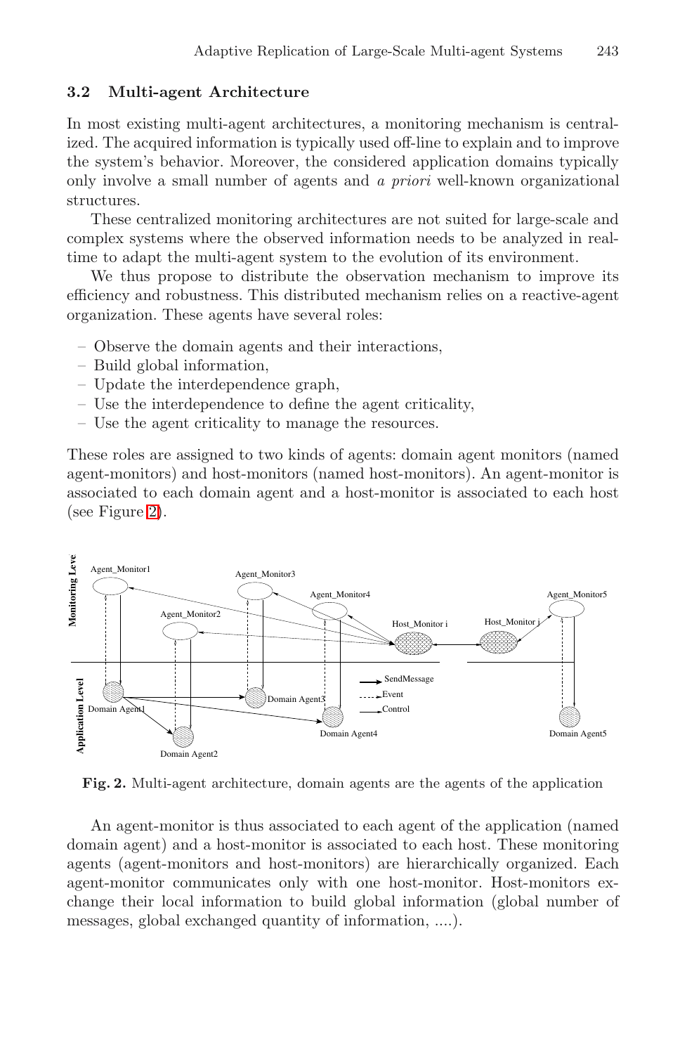### 3.2 Multi-agent Architecture

In most existing multi-agent architectures, a monitoring mechanism is centralized. The acquired information is typically used off-line to explain and to improve the system's behavior. Moreover, the considered application domains typically only involve a small number of agents and *a priori* well-known organizational structures.

These centralized monitoring architectures are not suited for large-scale and complex systems where the observed information needs to be analyzed in real-time to adapt the multi-agent system to the evolution of its environment.

We thus propose to distribute the observation mechanism to improve its efficiency and robustness. This distributed mechanism relies on a reactive-agent organization. These agents have several roles:

- Observe the domain agents and their interactions,
- Build global information,
- Update the interdependence graph,
- Use the interdependence to define the agent criticality,
- Use the agent criticality to manage the resources.

These roles are assigned to two kinds of agents: domain agent monitors (named agent-monitors) and host-monitors (named host-monitors). An agent-monitor is associated to each domain agent and a host-monitor is associated to each host (see Figure 2).

**Fig. 2.** Multi-agent architecture, domain agents are the agents of the application

An agent-monitor is thus associated to each agent of the application (named domain agent) and a host-monitor is associated to each host. These monitoring agents (agent-monitors and host-monitors) are hierarchically organized. Each agent-monitor communicates only with one host-monitor. Host-monitors exchange their local information to build global information (global number of messages, global exchanged quantity of information, ....).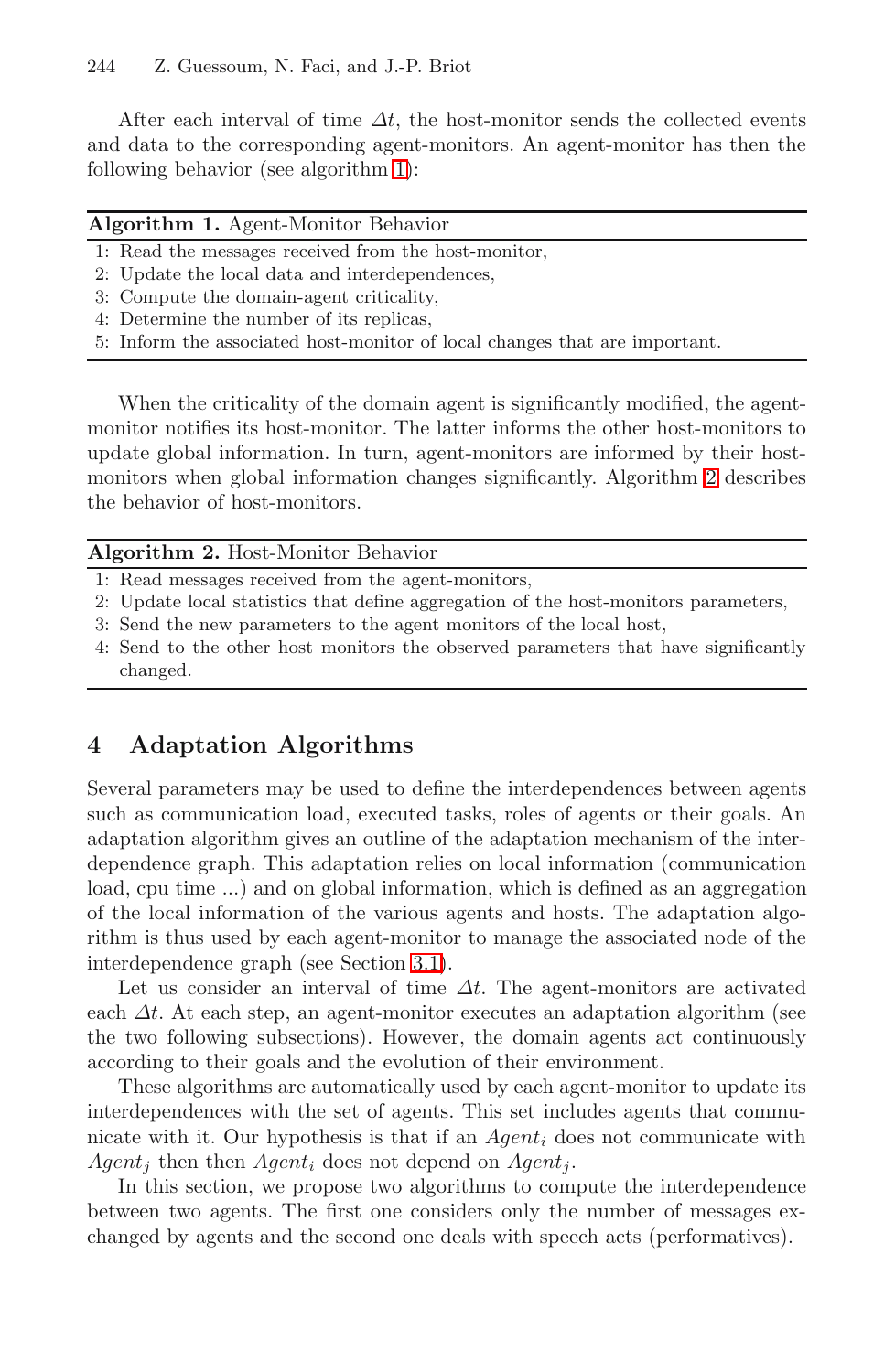After each interval of time $\Delta t$, the host-monitor sends the collected events and data to the corresponding agent-monitors. An agent-monitor has then the following behavior (see algorithm 1):

**Algorithm 1.** Agent-Monitor Behavior

1: Read the messages received from the host-monitor,
2: Update the local data and interdependences,
3: Compute the domain-agent criticality,
4: Determine the number of its replicas,
5: Inform the associated host-monitor of local changes that are important.

When the criticality of the domain agent is significantly modified, the agent-monitor notifies its host-monitor. The latter informs the other host-monitors to update global information. In turn, agent-monitors are informed by their host-monitors when global information changes significantly. Algorithm 2 describes the behavior of host-monitors.

**Algorithm 2.** Host-Monitor Behavior

1: Read messages received from the agent-monitors,
2: Update local statistics that define aggregation of the host-monitors parameters,
3: Send the new parameters to the agent monitors of the local host,
4: Send to the other host monitors the observed parameters that have significantly changed.

## 4 Adaptation Algorithms

Several parameters may be used to define the interdependences between agents such as communication load, executed tasks, roles of agents or their goals. An adaptation algorithm gives an outline of the adaptation mechanism of the interdependence graph. This adaptation relies on local information (communication load, cpu time ...) and on global information, which is defined as an aggregation of the local information of the various agents and hosts. The adaptation algorithm is thus used by each agent-monitor to manage the associated node of the interdependence graph (see Section 3.1).

Let us consider an interval of time $\Delta t$. The agent-monitors are activated each $\Delta t$. At each step, an agent-monitor executes an adaptation algorithm (see the two following subsections). However, the domain agents act continuously according to their goals and the evolution of their environment.

These algorithms are automatically used by each agent-monitor to update its interdependences with the set of agents. This set includes agents that communicate with it. Our hypothesis is that if an $Agent_i$ does not communicate with $Agent_j$ then then $Agent_i$ does not depend on $Agent_j$.

In this section, we propose two algorithms to compute the interdependence between two agents. The first one considers only the number of messages exchanged by agents and the second one deals with speech acts (performatives).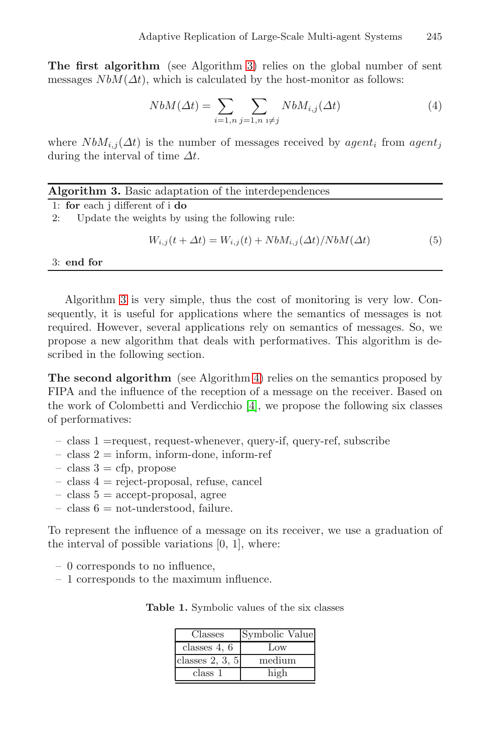**The first algorithm** (see Algorithm 3) relies on the global number of sent messages $NbM(\Delta t)$, which is calculated by the host-monitor as follows:

$$NbM(\Delta t) = \sum_{i=1,n} \sum_{j=1,n \; i \neq j} NbM_{i,j}(\Delta t) \tag{4}$$

where $NbM_{i,j}(\Delta t)$ is the number of messages received by $agent_i$ from $agent_j$ during the interval of time $\Delta t$.

---

**Algorithm 3.** Basic adaptation of the interdependences

---

1: **for** each j different of i **do**

2: Update the weights by using the following rule:

$$W_{i,j}(t + \Delta t) = W_{i,j}(t) + NbM_{i,j}(\Delta t)/NbM(\Delta t) \tag{5}$$

3: **end for**

---

Algorithm 3 is very simple, thus the cost of monitoring is very low. Consequently, it is useful for applications where the semantics of messages is not required. However, several applications rely on semantics of messages. So, we propose a new algorithm that deals with performatives. This algorithm is described in the following section.

**The second algorithm** (see Algorithm 4) relies on the semantics proposed by FIPA and the influence of the reception of a message on the receiver. Based on the work of Colombetti and Verdicchio [4], we propose the following six classes of performatives:

- class 1 =request, request-whenever, query-if, query-ref, subscribe
- class 2 = inform, inform-done, inform-ref
- class 3 = cfp, propose
- class 4 = reject-proposal, refuse, cancel
- class 5 = accept-proposal, agree
- class 6 = not-understood, failure.

To represent the influence of a message on its receiver, we use a graduation of the interval of possible variations [0, 1], where:

- 0 corresponds to no influence,
- 1 corresponds to the maximum influence.

**Table 1.** Symbolic values of the six classes

| Classes | Symbolic Value |
|---|---|
| classes 4, 6 | Low |
| classes 2, 3, 5 | medium |
| class 1 | high |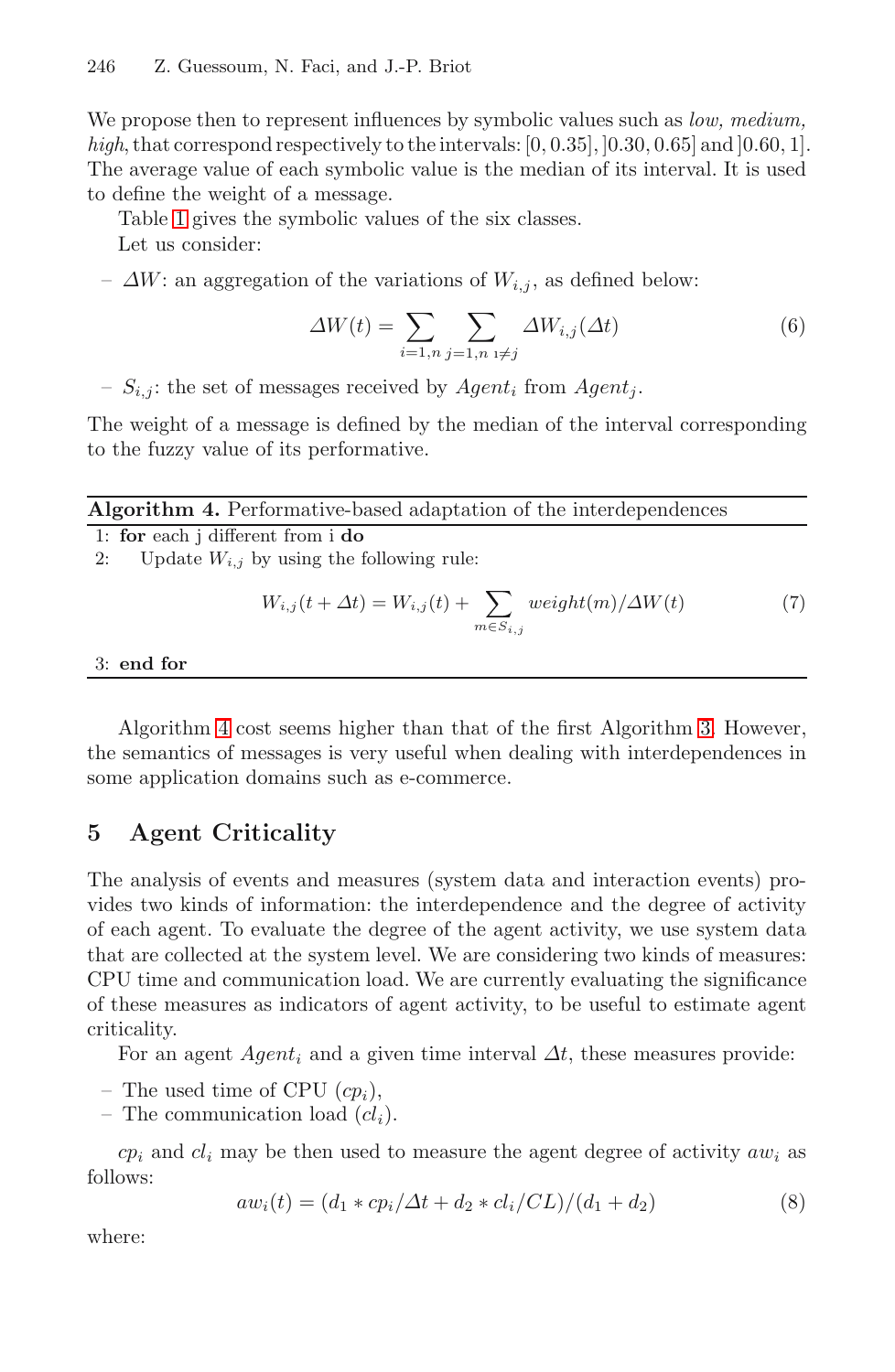We propose then to represent influences by symbolic values such as *low, medium, high*, that correspond respectively to the intervals: $[0, 0.35]$, $]0.30, 0.65]$ and $]0.60, 1]$. The average value of each symbolic value is the median of its interval. It is used to define the weight of a message.

Table 1 gives the symbolic values of the six classes.

Let us consider:

- $\Delta W$: an aggregation of the variations of $W_{i,j}$, as defined below:

$$\Delta W(t) = \sum_{i=1,n} \sum_{j=1,n \; i \neq j} \Delta W_{i,j}(\Delta t) \tag{6}$$

- $S_{i,j}$: the set of messages received by $Agent_i$ from $Agent_j$.

The weight of a message is defined by the median of the interval corresponding to the fuzzy value of its performative.

**Algorithm 4.** Performative-based adaptation of the interdependences

```
1: for each j different from i do
2:    Update W_{i,j} by using the following rule:
```

$$W_{i,j}(t + \Delta t) = W_{i,j}(t) + \sum_{m \in S_{i,j}} weight(m)/\Delta W(t) \tag{7}$$

```
3: end for
```

Algorithm 4 cost seems higher than that of the first Algorithm 3. However, the semantics of messages is very useful when dealing with interdependences in some application domains such as e-commerce.

## 5 Agent Criticality

The analysis of events and measures (system data and interaction events) provides two kinds of information: the interdependence and the degree of activity of each agent. To evaluate the degree of the agent activity, we use system data that are collected at the system level. We are considering two kinds of measures: CPU time and communication load. We are currently evaluating the significance of these measures as indicators of agent activity, to be useful to estimate agent criticality.

For an agent $Agent_i$ and a given time interval $\Delta t$, these measures provide:

- The used time of CPU ($cp_i$),
- The communication load ($cl_i$).

$cp_i$ and $cl_i$ may be then used to measure the agent degree of activity $aw_i$ as follows:

$$aw_i(t) = (d_1 * cp_i/\Delta t + d_2 * cl_i/CL)/(d_1 + d_2) \tag{8}$$

where: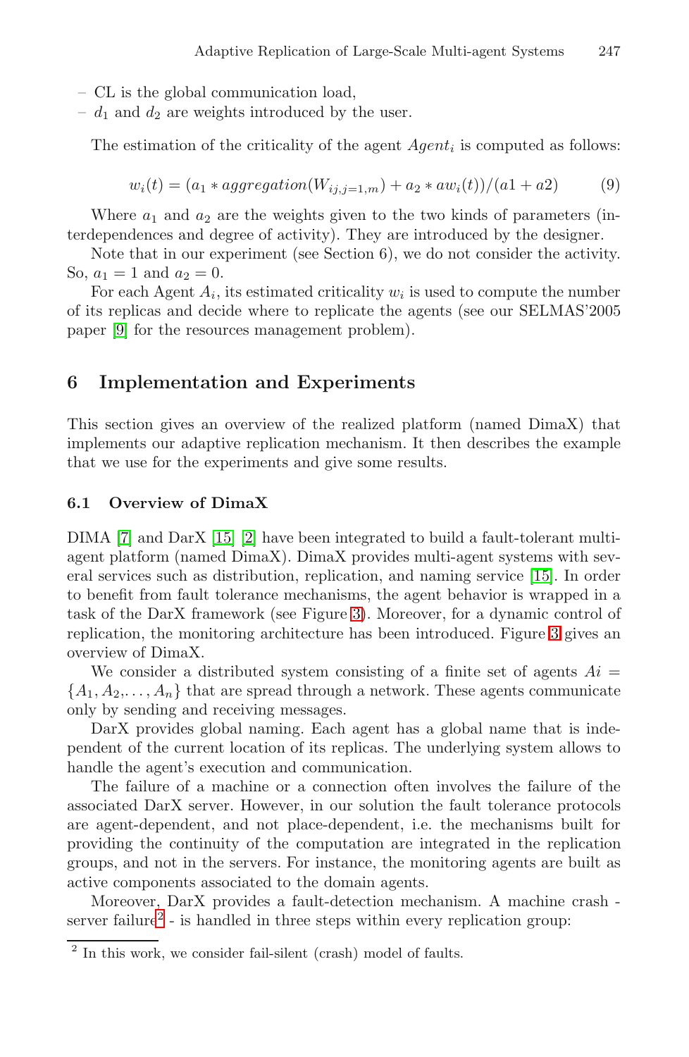- CL is the global communication load,
- $d_1$ and $d_2$ are weights introduced by the user.

The estimation of the criticality of the agent $Agent_i$ is computed as follows:

$$w_i(t) = (a_1 * aggregation(W_{ij,j=1,m}) + a_2 * aw_i(t))/(a1 + a2) \tag{9}$$

Where $a_1$ and $a_2$ are the weights given to the two kinds of parameters (interdependences and degree of activity). They are introduced by the designer.

Note that in our experiment (see Section 6), we do not consider the activity. So, $a_1 = 1$ and $a_2 = 0$.

For each Agent $A_i$, its estimated criticality $w_i$ is used to compute the number of its replicas and decide where to replicate the agents (see our SELMAS'2005 paper [9] for the resources management problem).

## 6 Implementation and Experiments

This section gives an overview of the realized platform (named DimaX) that implements our adaptive replication mechanism. It then describes the example that we use for the experiments and give some results.

### 6.1 Overview of DimaX

DIMA [7] and DarX [15] [2] have been integrated to build a fault-tolerant multi-agent platform (named DimaX). DimaX provides multi-agent systems with several services such as distribution, replication, and naming service [15]. In order to benefit from fault tolerance mechanisms, the agent behavior is wrapped in a task of the DarX framework (see Figure 3). Moreover, for a dynamic control of replication, the monitoring architecture has been introduced. Figure 3 gives an overview of DimaX.

We consider a distributed system consisting of a finite set of agents $Ai = \{A_1, A_2, \ldots, A_n\}$ that are spread through a network. These agents communicate only by sending and receiving messages.

DarX provides global naming. Each agent has a global name that is independent of the current location of its replicas. The underlying system allows to handle the agent's execution and communication.

The failure of a machine or a connection often involves the failure of the associated DarX server. However, in our solution the fault tolerance protocols are agent-dependent, and not place-dependent, i.e. the mechanisms built for providing the continuity of the computation are integrated in the replication groups, and not in the servers. For instance, the monitoring agents are built as active components associated to the domain agents.

Moreover, DarX provides a fault-detection mechanism. A machine crash - server failure[2] - is handled in three steps within every replication group:

[2] In this work, we consider fail-silent (crash) model of faults.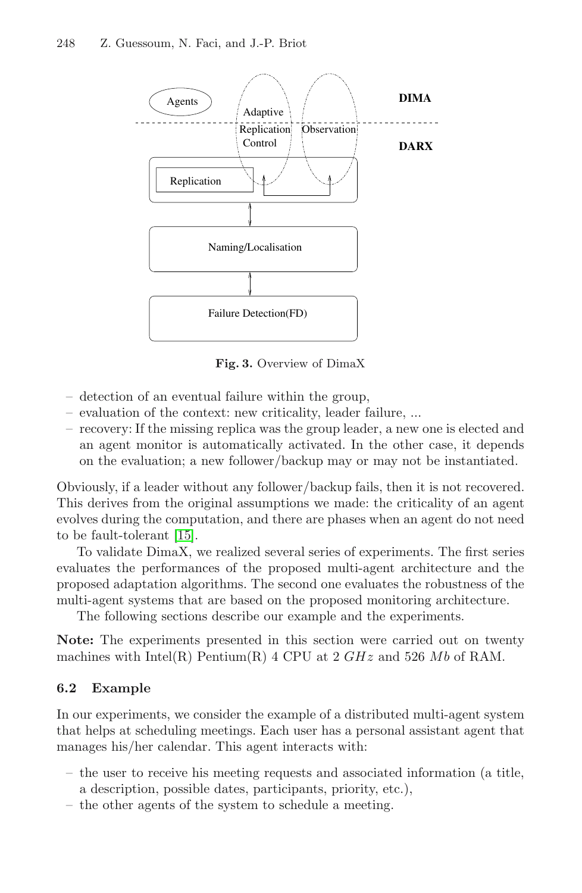Fig. 3. Overview of DimaX

- detection of an eventual failure within the group,
- evaluation of the context: new criticality, leader failure, ...
- recovery: If the missing replica was the group leader, a new one is elected and an agent monitor is automatically activated. In the other case, it depends on the evaluation; a new follower/backup may or may not be instantiated.

Obviously, if a leader without any follower/backup fails, then it is not recovered. This derives from the original assumptions we made: the criticality of an agent evolves during the computation, and there are phases when an agent do not need to be fault-tolerant [15].

To validate DimaX, we realized several series of experiments. The first series evaluates the performances of the proposed multi-agent architecture and the proposed adaptation algorithms. The second one evaluates the robustness of the multi-agent systems that are based on the proposed monitoring architecture.

The following sections describe our example and the experiments.

**Note:** The experiments presented in this section were carried out on twenty machines with Intel(R) Pentium(R) 4 CPU at 2 $GHz$ and 526 $Mb$ of RAM.

### 6.2 Example

In our experiments, we consider the example of a distributed multi-agent system that helps at scheduling meetings. Each user has a personal assistant agent that manages his/her calendar. This agent interacts with:

- the user to receive his meeting requests and associated information (a title, a description, possible dates, participants, priority, etc.),
- the other agents of the system to schedule a meeting.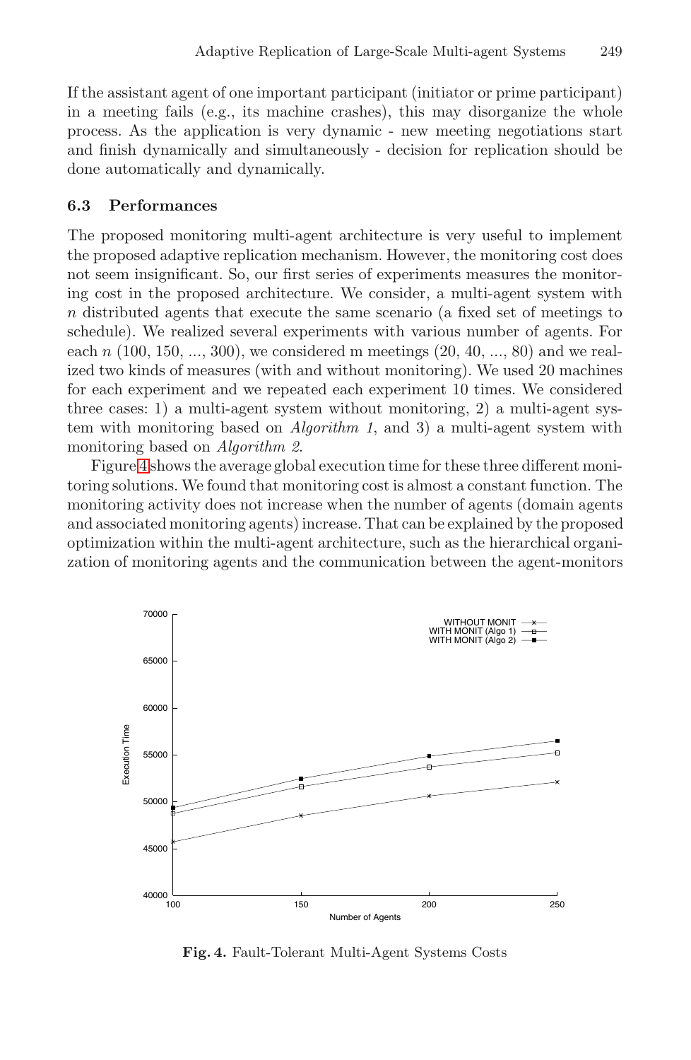If the assistant agent of one important participant (initiator or prime participant) in a meeting fails (e.g., its machine crashes), this may disorganize the whole process. As the application is very dynamic - new meeting negotiations start and finish dynamically and simultaneously - decision for replication should be done automatically and dynamically.

### 6.3 Performances

The proposed monitoring multi-agent architecture is very useful to implement the proposed adaptive replication mechanism. However, the monitoring cost does not seem insignificant. So, our first series of experiments measures the monitoring cost in the proposed architecture. We consider, a multi-agent system with $n$ distributed agents that execute the same scenario (a fixed set of meetings to schedule). We realized several experiments with various number of agents. For each $n$ (100, 150, ..., 300), we considered m meetings (20, 40, ..., 80) and we realized two kinds of measures (with and without monitoring). We used 20 machines for each experiment and we repeated each experiment 10 times. We considered three cases: 1) a multi-agent system without monitoring, 2) a multi-agent system with monitoring based on *Algorithm 1*, and 3) a multi-agent system with monitoring based on *Algorithm 2*.

Figure 4 shows the average global execution time for these three different monitoring solutions. We found that monitoring cost is almost a constant function. The monitoring activity does not increase when the number of agents (domain agents and associated monitoring agents) increase. That can be explained by the proposed optimization within the multi-agent architecture, such as the hierarchical organization of monitoring agents and the communication between the agent-monitors

**Fig. 4.** Fault-Tolerant Multi-Agent Systems Costs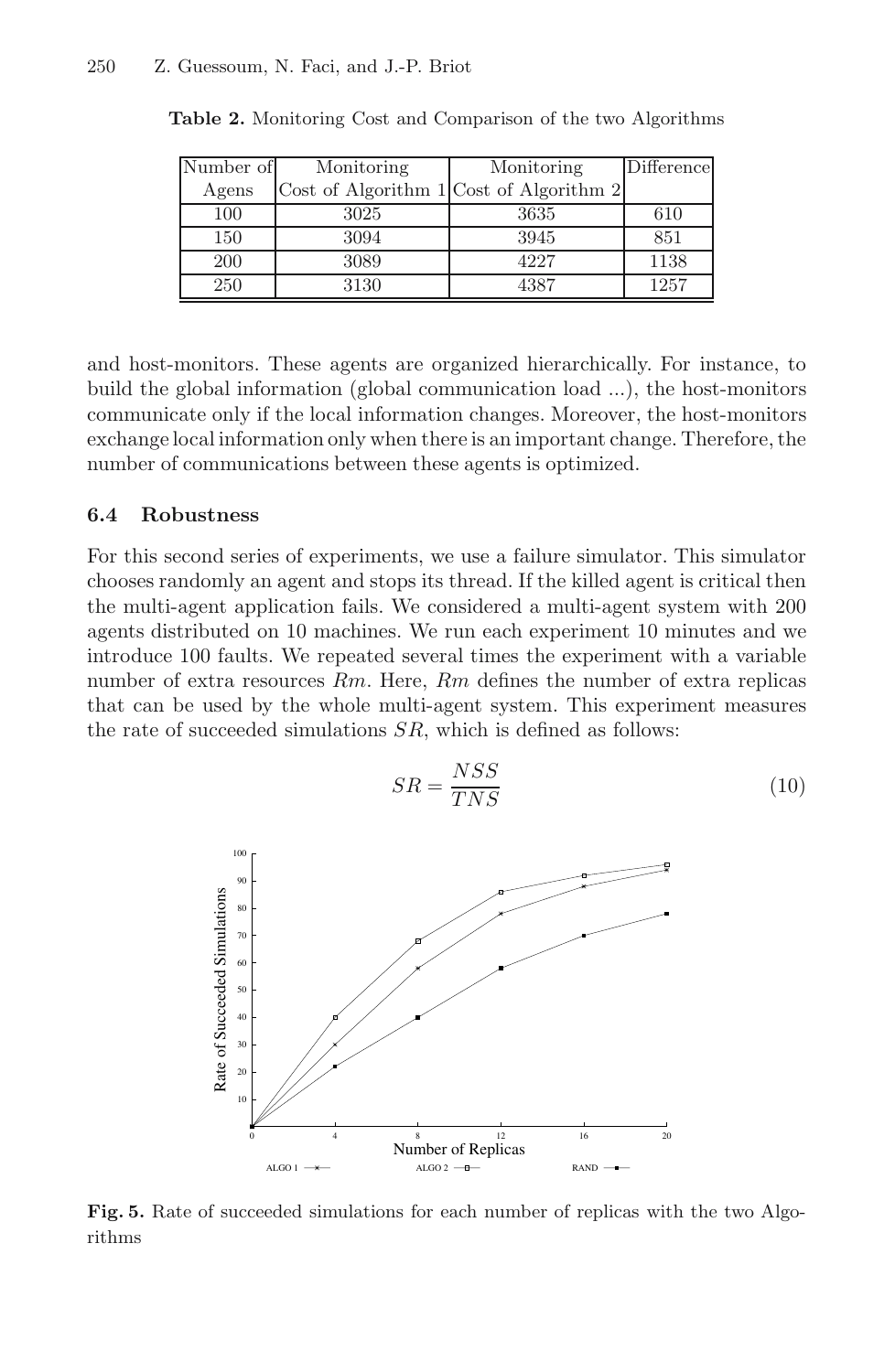**Table 2.** Monitoring Cost and Comparison of the two Algorithms

| Number of Agens | Monitoring Cost of Algorithm 1 | Monitoring Cost of Algorithm 2 | Difference |
|---|---|---|---|
| 100 | 3025 | 3635 | 610 |
| 150 | 3094 | 3945 | 851 |
| 200 | 3089 | 4227 | 1138 |
| 250 | 3130 | 4387 | 1257 |

and host-monitors. These agents are organized hierarchically. For instance, to build the global information (global communication load ...), the host-monitors communicate only if the local information changes. Moreover, the host-monitors exchange local information only when there is an important change. Therefore, the number of communications between these agents is optimized.

### 6.4 Robustness

For this second series of experiments, we use a failure simulator. This simulator chooses randomly an agent and stops its thread. If the killed agent is critical then the multi-agent application fails. We considered a multi-agent system with 200 agents distributed on 10 machines. We run each experiment 10 minutes and we introduce 100 faults. We repeated several times the experiment with a variable number of extra resources $Rm$. Here, $Rm$ defines the number of extra replicas that can be used by the whole multi-agent system. This experiment measures the rate of succeeded simulations $SR$, which is defined as follows:

$$SR = \frac{NSS}{TNS} \tag{10}$$

**Fig. 5.** Rate of succeeded simulations for each number of replicas with the two Algorithms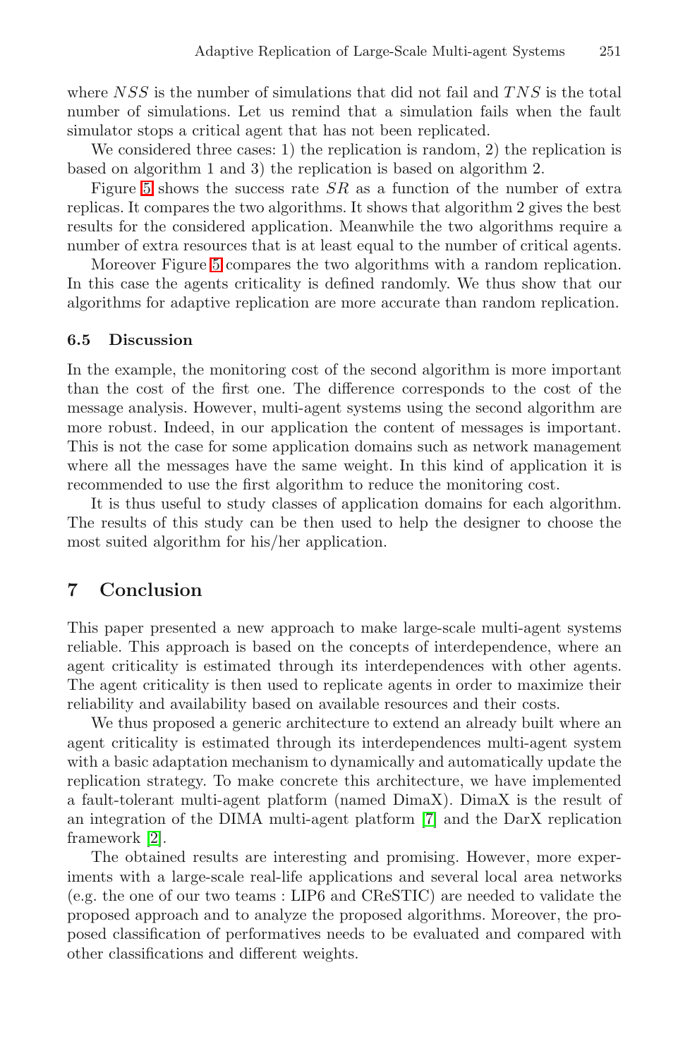where $NSS$ is the number of simulations that did not fail and $TNS$ is the total number of simulations. Let us remind that a simulation fails when the fault simulator stops a critical agent that has not been replicated.

We considered three cases: 1) the replication is random, 2) the replication is based on algorithm 1 and 3) the replication is based on algorithm 2.

Figure 5 shows the success rate $SR$ as a function of the number of extra replicas. It compares the two algorithms. It shows that algorithm 2 gives the best results for the considered application. Meanwhile the two algorithms require a number of extra resources that is at least equal to the number of critical agents.

Moreover Figure 5 compares the two algorithms with a random replication. In this case the agents criticality is defined randomly. We thus show that our algorithms for adaptive replication are more accurate than random replication.

### 6.5 Discussion

In the example, the monitoring cost of the second algorithm is more important than the cost of the first one. The difference corresponds to the cost of the message analysis. However, multi-agent systems using the second algorithm are more robust. Indeed, in our application the content of messages is important. This is not the case for some application domains such as network management where all the messages have the same weight. In this kind of application it is recommended to use the first algorithm to reduce the monitoring cost.

It is thus useful to study classes of application domains for each algorithm. The results of this study can be then used to help the designer to choose the most suited algorithm for his/her application.

## 7 Conclusion

This paper presented a new approach to make large-scale multi-agent systems reliable. This approach is based on the concepts of interdependence, where an agent criticality is estimated through its interdependences with other agents. The agent criticality is then used to replicate agents in order to maximize their reliability and availability based on available resources and their costs.

We thus proposed a generic architecture to extend an already built where an agent criticality is estimated through its interdependences multi-agent system with a basic adaptation mechanism to dynamically and automatically update the replication strategy. To make concrete this architecture, we have implemented a fault-tolerant multi-agent platform (named DimaX). DimaX is the result of an integration of the DIMA multi-agent platform [7] and the DarX replication framework [2].

The obtained results are interesting and promising. However, more experiments with a large-scale real-life applications and several local area networks (e.g. the one of our two teams : LIP6 and CReSTIC) are needed to validate the proposed approach and to analyze the proposed algorithms. Moreover, the proposed classification of performatives needs to be evaluated and compared with other classifications and different weights.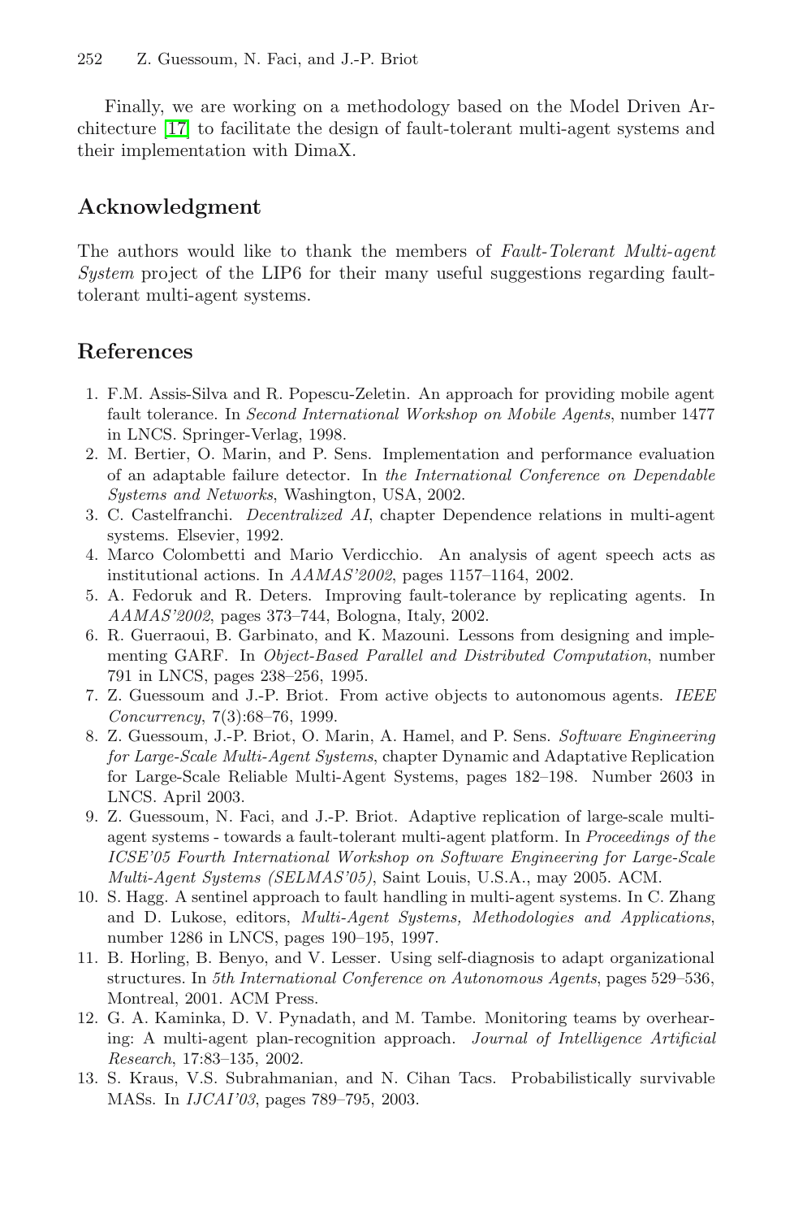Finally, we are working on a methodology based on the Model Driven Architecture [17] to facilitate the design of fault-tolerant multi-agent systems and their implementation with DimaX.

## Acknowledgment

The authors would like to thank the members of *Fault-Tolerant Multi-agent System* project of the LIP6 for their many useful suggestions regarding fault-tolerant multi-agent systems.

## References

1. F.M. Assis-Silva and R. Popescu-Zeletin. An approach for providing mobile agent fault tolerance. In *Second International Workshop on Mobile Agents*, number 1477 in LNCS. Springer-Verlag, 1998.
2. M. Bertier, O. Marin, and P. Sens. Implementation and performance evaluation of an adaptable failure detector. In *the International Conference on Dependable Systems and Networks*, Washington, USA, 2002.
3. C. Castelfranchi. *Decentralized AI*, chapter Dependence relations in multi-agent systems. Elsevier, 1992.
4. Marco Colombetti and Mario Verdicchio. An analysis of agent speech acts as institutional actions. In *AAMAS'2002*, pages 1157–1164, 2002.
5. A. Fedoruk and R. Deters. Improving fault-tolerance by replicating agents. In *AAMAS'2002*, pages 373–744, Bologna, Italy, 2002.
6. R. Guerraoui, B. Garbinato, and K. Mazouni. Lessons from designing and implementing GARF. In *Object-Based Parallel and Distributed Computation*, number 791 in LNCS, pages 238–256, 1995.
7. Z. Guessoum and J.-P. Briot. From active objects to autonomous agents. *IEEE Concurrency*, 7(3):68–76, 1999.
8. Z. Guessoum, J.-P. Briot, O. Marin, A. Hamel, and P. Sens. *Software Engineering for Large-Scale Multi-Agent Systems*, chapter Dynamic and Adaptative Replication for Large-Scale Reliable Multi-Agent Systems, pages 182–198. Number 2603 in LNCS. April 2003.
9. Z. Guessoum, N. Faci, and J.-P. Briot. Adaptive replication of large-scale multi-agent systems - towards a fault-tolerant multi-agent platform. In *Proceedings of the ICSE'05 Fourth International Workshop on Software Engineering for Large-Scale Multi-Agent Systems (SELMAS'05)*, Saint Louis, U.S.A., may 2005. ACM.
10. S. Hagg. A sentinel approach to fault handling in multi-agent systems. In C. Zhang and D. Lukose, editors, *Multi-Agent Systems, Methodologies and Applications*, number 1286 in LNCS, pages 190–195, 1997.
11. B. Horling, B. Benyo, and V. Lesser. Using self-diagnosis to adapt organizational structures. In *5th International Conference on Autonomous Agents*, pages 529–536, Montreal, 2001. ACM Press.
12. G. A. Kaminka, D. V. Pynadath, and M. Tambe. Monitoring teams by overhearing: A multi-agent plan-recognition approach. *Journal of Intelligence Artificial Research*, 17:83–135, 2002.
13. S. Kraus, V.S. Subrahmanian, and N. Cihan Tacs. Probabilistically survivable MASs. In *IJCAI'03*, pages 789–795, 2003.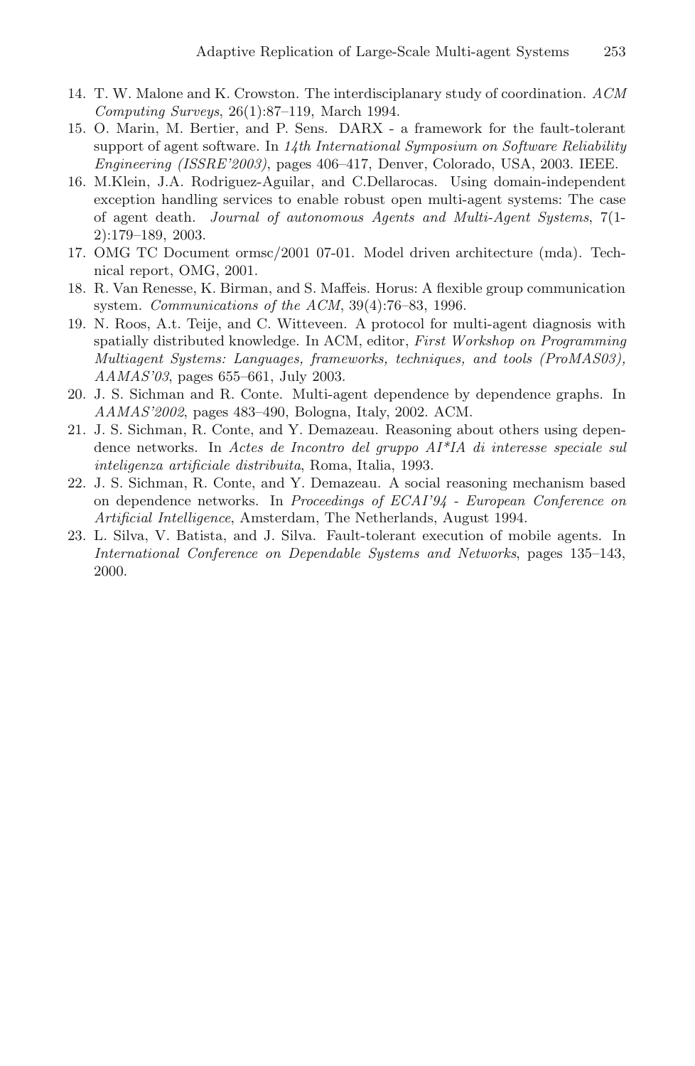14. T. W. Malone and K. Crowston. The interdisciplanary study of coordination. *ACM Computing Surveys*, 26(1):87–119, March 1994.
15. O. Marin, M. Bertier, and P. Sens. DARX - a framework for the fault-tolerant support of agent software. In *14th International Symposium on Software Reliability Engineering (ISSRE'2003)*, pages 406–417, Denver, Colorado, USA, 2003. IEEE.
16. M.Klein, J.A. Rodriguez-Aguilar, and C.Dellarocas. Using domain-independent exception handling services to enable robust open multi-agent systems: The case of agent death. *Journal of autonomous Agents and Multi-Agent Systems*, 7(1-2):179–189, 2003.
17. OMG TC Document ormsc/2001 07-01. Model driven architecture (mda). Technical report, OMG, 2001.
18. R. Van Renesse, K. Birman, and S. Maffeis. Horus: A flexible group communication system. *Communications of the ACM*, 39(4):76–83, 1996.
19. N. Roos, A.t. Teije, and C. Witteveen. A protocol for multi-agent diagnosis with spatially distributed knowledge. In ACM, editor, *First Workshop on Programming Multiagent Systems: Languages, frameworks, techniques, and tools (ProMAS03), AAMAS'03*, pages 655–661, July 2003.
20. J. S. Sichman and R. Conte. Multi-agent dependence by dependence graphs. In *AAMAS'2002*, pages 483–490, Bologna, Italy, 2002. ACM.
21. J. S. Sichman, R. Conte, and Y. Demazeau. Reasoning about others using dependence networks. In *Actes de Incontro del gruppo AI*IA di interesse speciale sul inteligenza artificiale distribuita*, Roma, Italia, 1993.
22. J. S. Sichman, R. Conte, and Y. Demazeau. A social reasoning mechanism based on dependence networks. In *Proceedings of ECAI'94 - European Conference on Artificial Intelligence*, Amsterdam, The Netherlands, August 1994.
23. L. Silva, V. Batista, and J. Silva. Fault-tolerant execution of mobile agents. In *International Conference on Dependable Systems and Networks*, pages 135–143, 2000.